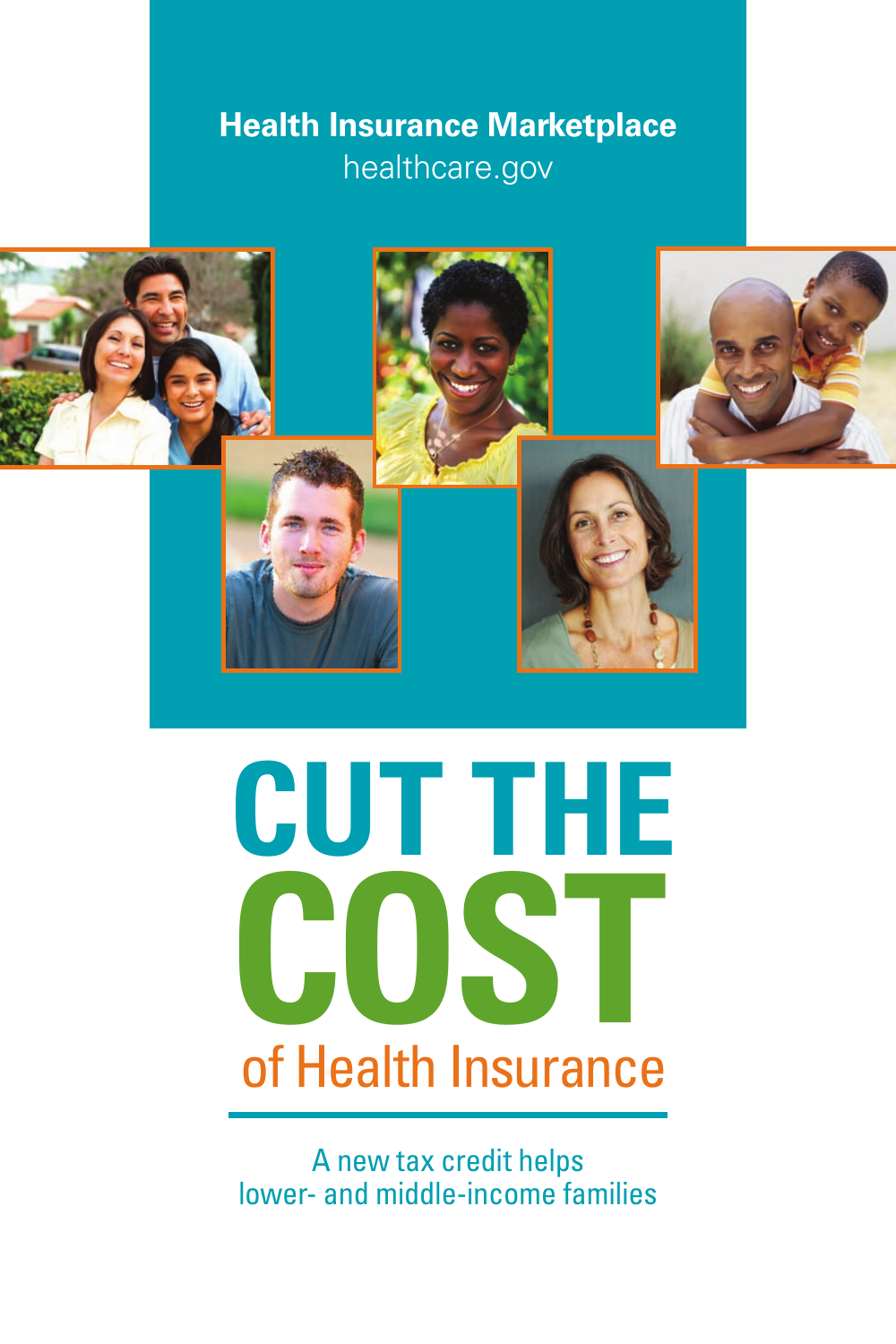**Health Insurance Marketplace**
healthcare.gov

# CUT THE COST of Health Insurance

A new tax credit helps lower- and middle-income families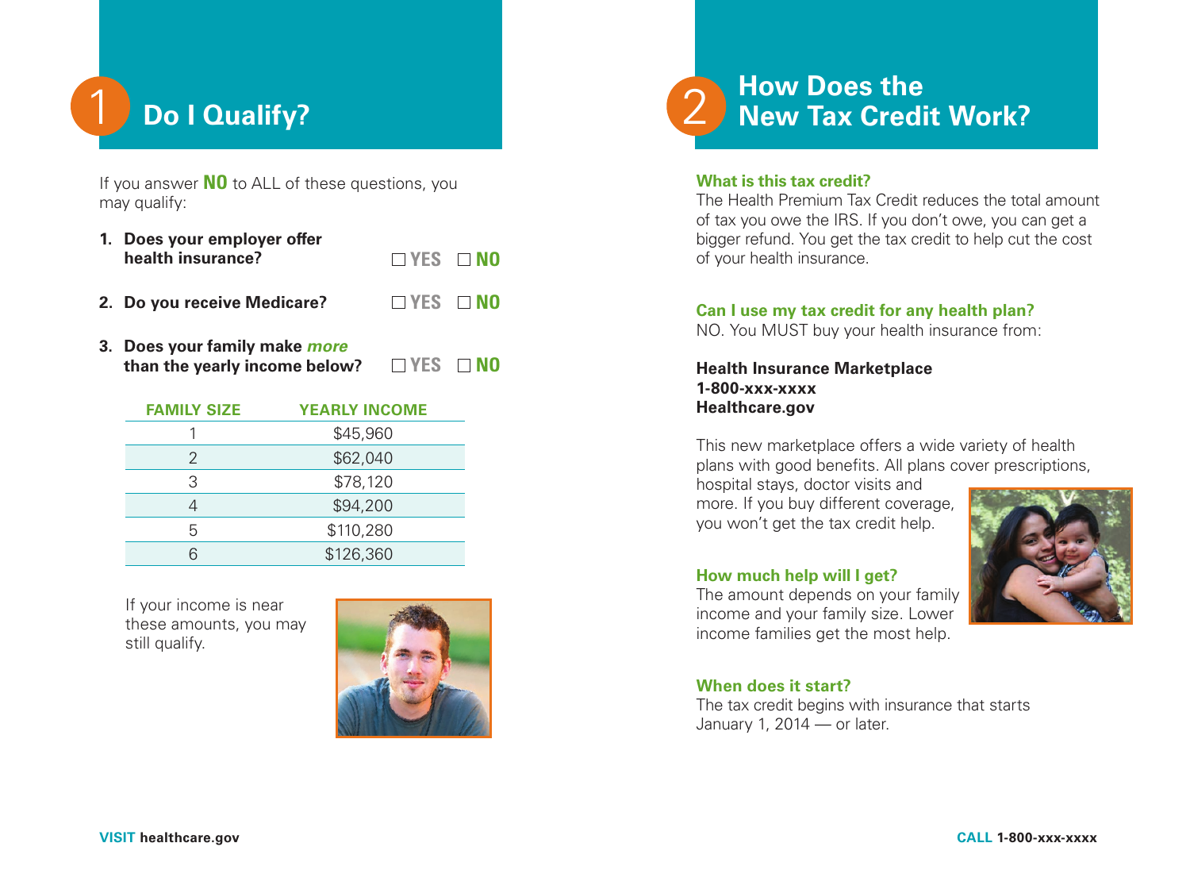# 1 Do I Qualify?

If you answer **NO** to ALL of these questions, you may qualify:

1. **Does your employer offer health insurance?** ☐ YES ☐ NO
2. **Do you receive Medicare?** ☐ YES ☐ NO
3. **Does your family make *more* than the yearly income below?** ☐ YES ☐ NO

| FAMILY SIZE | YEARLY INCOME |
|---|---|
| 1 | $45,960 |
| 2 | $62,040 |
| 3 | $78,120 |
| 4 | $94,200 |
| 5 | $110,280 |
| 6 | $126,360 |

If your income is near these amounts, you may still qualify.

# 2 How Does the New Tax Credit Work?

### What is this tax credit?

The Health Premium Tax Credit reduces the total amount of tax you owe the IRS. If you don't owe, you can get a bigger refund. You get the tax credit to help cut the cost of your health insurance.

### Can I use my tax credit for any health plan?

NO. You MUST buy your health insurance from:

**Health Insurance Marketplace**
**1-800-xxx-xxxx**
**Healthcare.gov**

This new marketplace offers a wide variety of health plans with good benefits. All plans cover prescriptions, hospital stays, doctor visits and more. If you buy different coverage, you won't get the tax credit help.

### How much help will I get?

The amount depends on your family income and your family size. Lower income families get the most help.

### When does it start?

The tax credit begins with insurance that starts January 1, 2014 — or later.

**VISIT healthcare.gov**

**CALL 1-800-xxx-xxxx**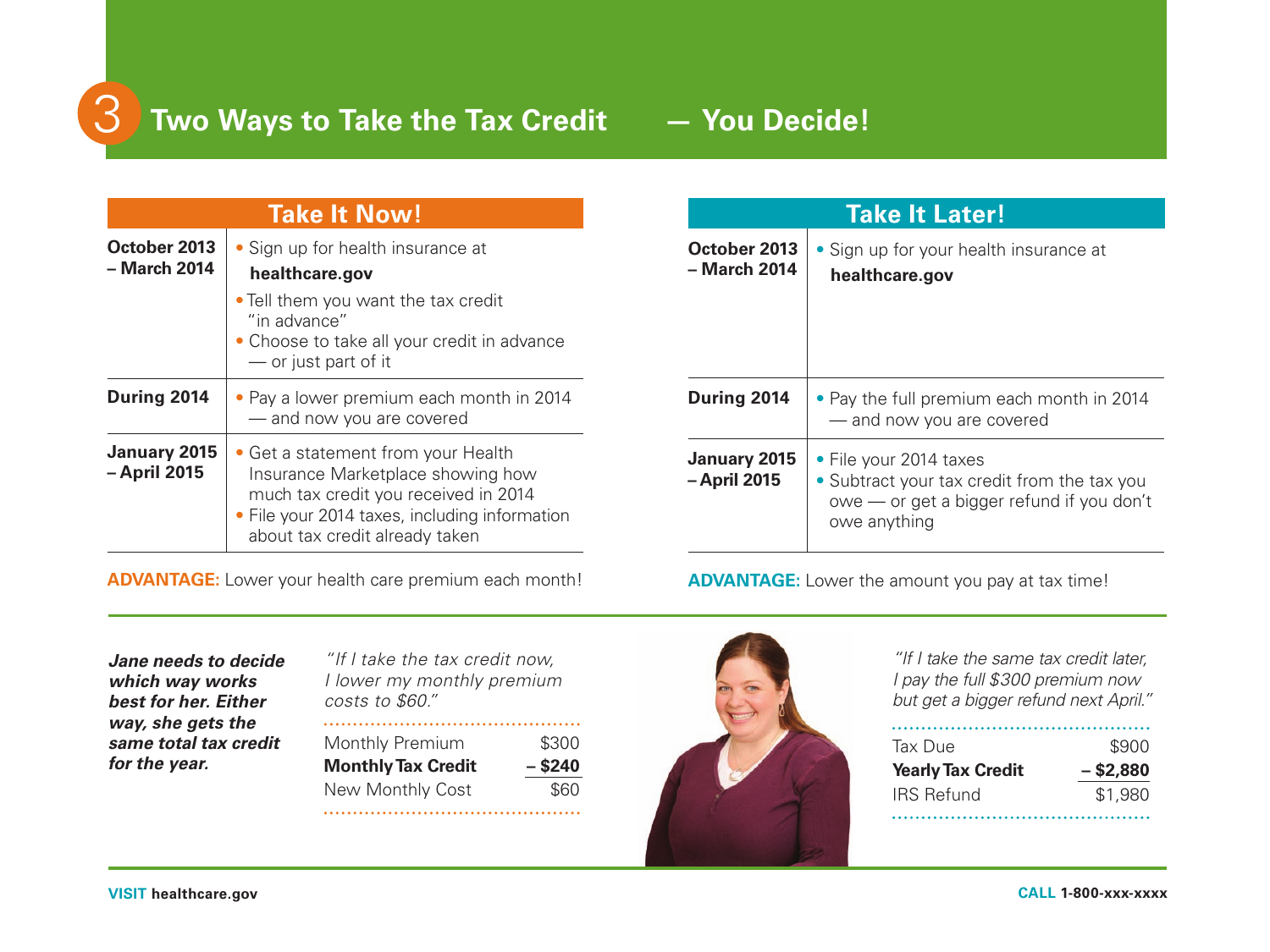## 3 Two Ways to Take the Tax Credit — You Decide!

### Take It Now!

| | |
|---|---|
| **October 2013 – March 2014** | • Sign up for health insurance at **healthcare.gov**<br>• Tell them you want the tax credit "in advance"<br>• Choose to take all your credit in advance — or just part of it |
| **During 2014** | • Pay a lower premium each month in 2014 — and now you are covered |
| **January 2015 – April 2015** | • Get a statement from your Health Insurance Marketplace showing how much tax credit you received in 2014<br>• File your 2014 taxes, including information about tax credit already taken |

**ADVANTAGE:** Lower your health care premium each month!

### Take It Later!

| | |
|---|---|
| **October 2013 – March 2014** | • Sign up for your health insurance at **healthcare.gov** |
| **During 2014** | • Pay the full premium each month in 2014 — and now you are covered |
| **January 2015 – April 2015** | • File your 2014 taxes<br>• Subtract your tax credit from the tax you owe — or get a bigger refund if you don't owe anything |

**ADVANTAGE:** Lower the amount you pay at tax time!

***Jane needs to decide which way works best for her. Either way, she gets the same total tax credit for the year.***

*"If I take the tax credit now, I lower my monthly premium costs to $60."*

| | |
|---|---|
| Monthly Premium | $300 |
| **Monthly Tax Credit** | **– $240** |
| New Monthly Cost | $60 |

*"If I take the same tax credit later, I pay the full $300 premium now but get a bigger refund next April."*

| | |
|---|---|
| Tax Due | $900 |
| **Yearly Tax Credit** | **– $2,880** |
| IRS Refund | $1,980 |

**VISIT** **healthcare.gov**

**CALL** **1-800-xxx-xxxx**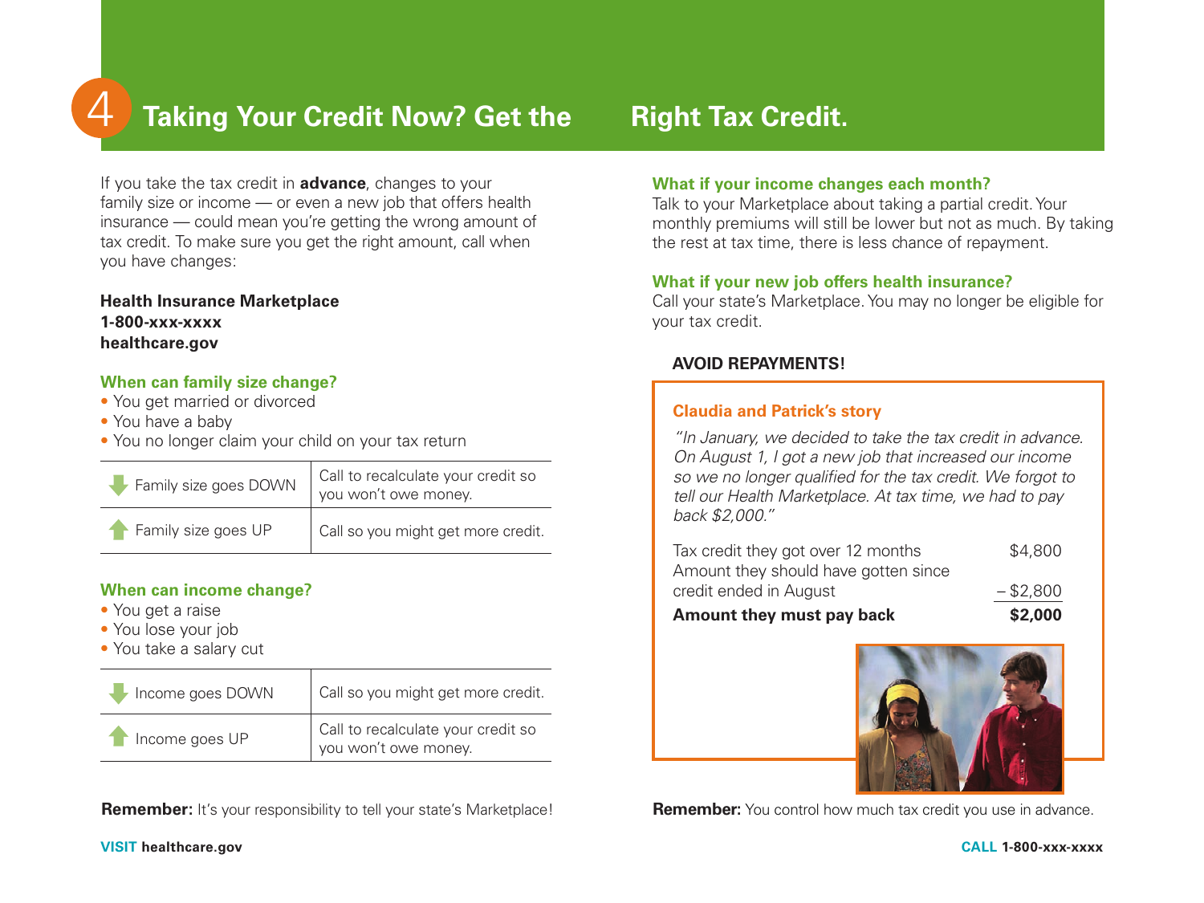# 4 Taking Your Credit Now? Get the Right Tax Credit.

If you take the tax credit in **advance**, changes to your family size or income — or even a new job that offers health insurance — could mean you're getting the wrong amount of tax credit. To make sure you get the right amount, call when you have changes:

**Health Insurance Marketplace**
**1-800-xxx-xxxx**
**healthcare.gov**

### When can family size change?

- You get married or divorced
- You have a baby
- You no longer claim your child on your tax return

| | |
|---|---|
| Family size goes DOWN | Call to recalculate your credit so you won't owe money. |
| Family size goes UP | Call so you might get more credit. |

### When can income change?

- You get a raise
- You lose your job
- You take a salary cut

| | |
|---|---|
| Income goes DOWN | Call so you might get more credit. |
| Income goes UP | Call to recalculate your credit so you won't owe money. |

**Remember:** It's your responsibility to tell your state's Marketplace!

### What if your income changes each month?

Talk to your Marketplace about taking a partial credit. Your monthly premiums will still be lower but not as much. By taking the rest at tax time, there is less chance of repayment.

### What if your new job offers health insurance?

Call your state's Marketplace. You may no longer be eligible for your tax credit.

**AVOID REPAYMENTS!**

### Claudia and Patrick's story

*"In January, we decided to take the tax credit in advance. On August 1, I got a new job that increased our income so we no longer qualified for the tax credit. We forgot to tell our Health Marketplace. At tax time, we had to pay back $2,000."*

| | |
|---|---|
| Tax credit they got over 12 months | $4,800 |
| Amount they should have gotten since credit ended in August | – $2,800 |
| **Amount they must pay back** | **$2,000** |

**Remember:** You control how much tax credit you use in advance.

**VISIT** **healthcare.gov**

**CALL** **1-800-xxx-xxxx**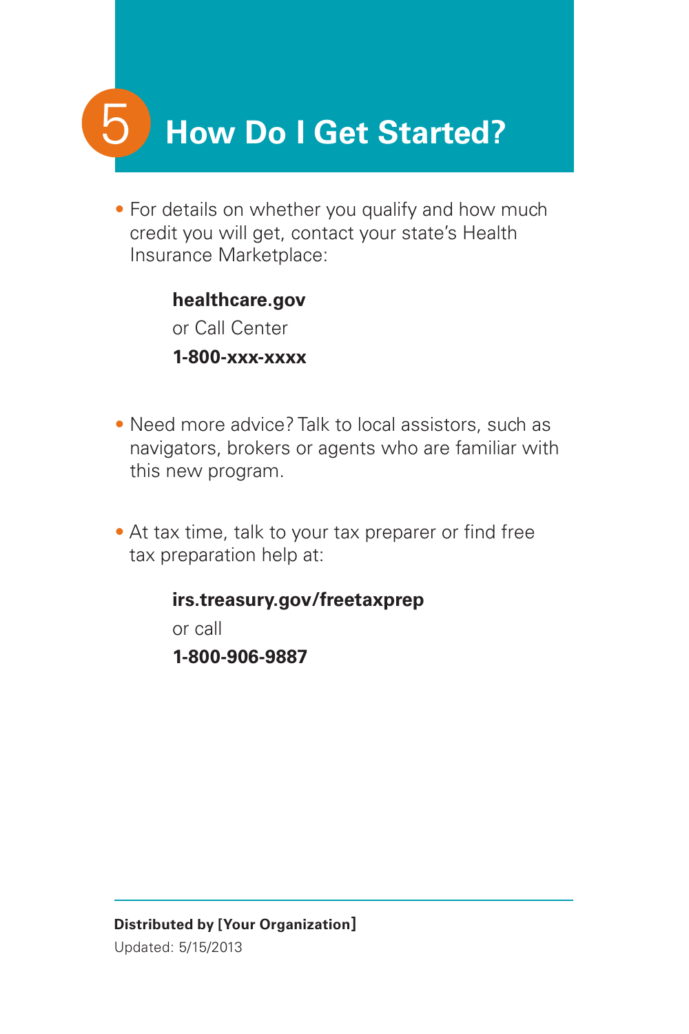# 5 How Do I Get Started?

- For details on whether you qualify and how much credit you will get, contact your state's Health Insurance Marketplace:

  **healthcare.gov**
  or Call Center
  **1-800-xxx-xxxx**

- Need more advice? Talk to local assistors, such as navigators, brokers or agents who are familiar with this new program.

- At tax time, talk to your tax preparer or find free tax preparation help at:

  **irs.treasury.gov/freetaxprep**
  or call
  **1-800-906-9887**

**Distributed by [Your Organization]**
Updated: 5/15/2013